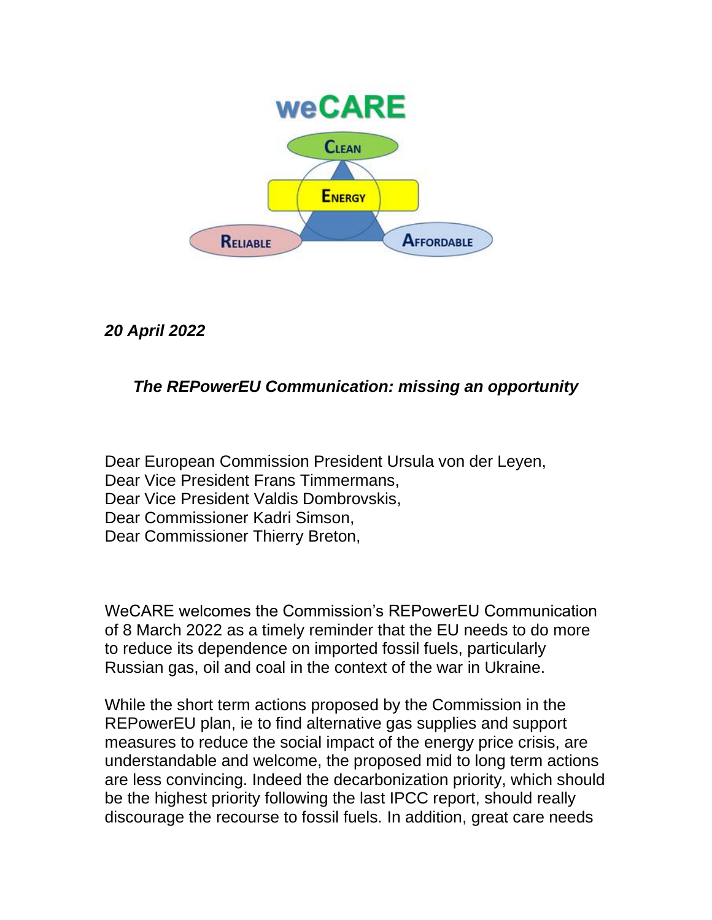weCARE

CLEAN

ENERGY

RELIABLE

AFFORDABLE

***20 April 2022***

## *The REPowerEU Communication: missing an opportunity*

Dear European Commission President Ursula von der Leyen,
Dear Vice President Frans Timmermans,
Dear Vice President Valdis Dombrovskis,
Dear Commissioner Kadri Simson,
Dear Commissioner Thierry Breton,

WeCARE welcomes the Commission's REPowerEU Communication of 8 March 2022 as a timely reminder that the EU needs to do more to reduce its dependence on imported fossil fuels, particularly Russian gas, oil and coal in the context of the war in Ukraine.

While the short term actions proposed by the Commission in the REPowerEU plan, ie to find alternative gas supplies and support measures to reduce the social impact of the energy price crisis, are understandable and welcome, the proposed mid to long term actions are less convincing. Indeed the decarbonization priority, which should be the highest priority following the last IPCC report, should really discourage the recourse to fossil fuels. In addition, great care needs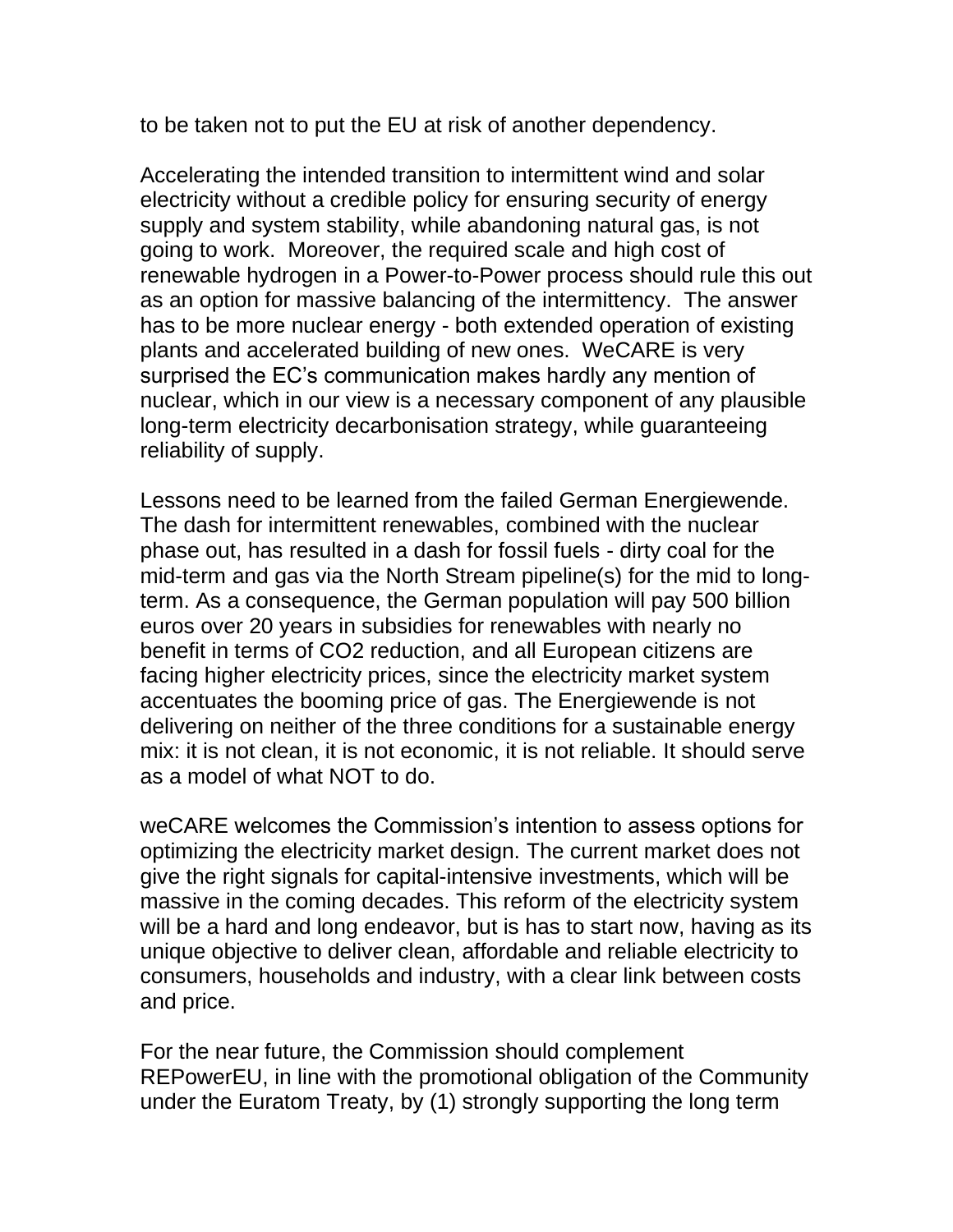to be taken not to put the EU at risk of another dependency.

Accelerating the intended transition to intermittent wind and solar electricity without a credible policy for ensuring security of energy supply and system stability, while abandoning natural gas, is not going to work. Moreover, the required scale and high cost of renewable hydrogen in a Power-to-Power process should rule this out as an option for massive balancing of the intermittency. The answer has to be more nuclear energy - both extended operation of existing plants and accelerated building of new ones. WeCARE is very surprised the EC's communication makes hardly any mention of nuclear, which in our view is a necessary component of any plausible long-term electricity decarbonisation strategy, while guaranteeing reliability of supply.

Lessons need to be learned from the failed German Energiewende. The dash for intermittent renewables, combined with the nuclear phase out, has resulted in a dash for fossil fuels - dirty coal for the mid-term and gas via the North Stream pipeline(s) for the mid to long-term. As a consequence, the German population will pay 500 billion euros over 20 years in subsidies for renewables with nearly no benefit in terms of CO2 reduction, and all European citizens are facing higher electricity prices, since the electricity market system accentuates the booming price of gas. The Energiewende is not delivering on neither of the three conditions for a sustainable energy mix: it is not clean, it is not economic, it is not reliable. It should serve as a model of what NOT to do.

weCARE welcomes the Commission's intention to assess options for optimizing the electricity market design. The current market does not give the right signals for capital-intensive investments, which will be massive in the coming decades. This reform of the electricity system will be a hard and long endeavor, but is has to start now, having as its unique objective to deliver clean, affordable and reliable electricity to consumers, households and industry, with a clear link between costs and price.

For the near future, the Commission should complement REPowerEU, in line with the promotional obligation of the Community under the Euratom Treaty, by (1) strongly supporting the long term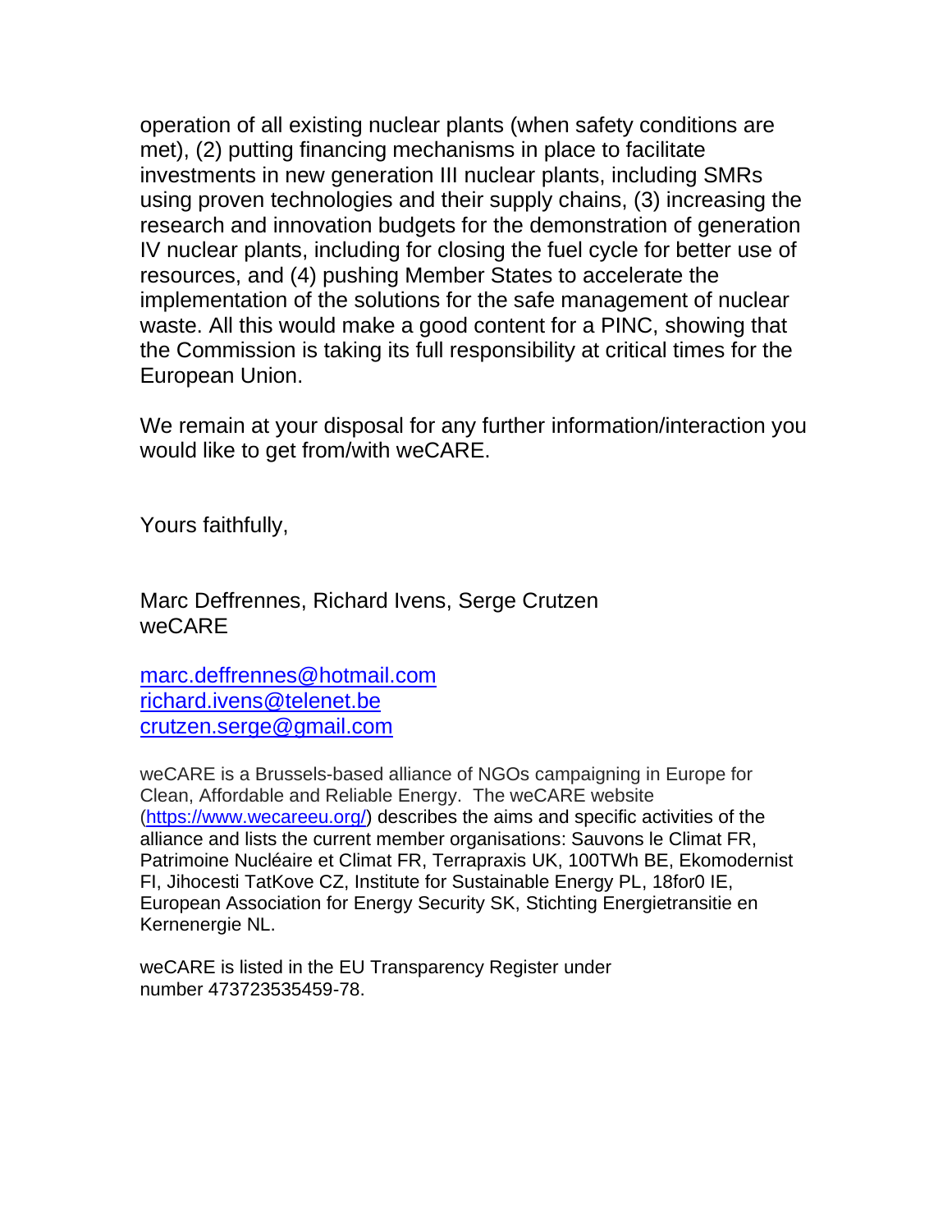operation of all existing nuclear plants (when safety conditions are met), (2) putting financing mechanisms in place to facilitate investments in new generation III nuclear plants, including SMRs using proven technologies and their supply chains, (3) increasing the research and innovation budgets for the demonstration of generation IV nuclear plants, including for closing the fuel cycle for better use of resources, and (4) pushing Member States to accelerate the implementation of the solutions for the safe management of nuclear waste. All this would make a good content for a PINC, showing that the Commission is taking its full responsibility at critical times for the European Union.

We remain at your disposal for any further information/interaction you would like to get from/with weCARE.

Yours faithfully,

Marc Deffrennes, Richard Ivens, Serge Crutzen
weCARE

marc.deffrennes@hotmail.com
richard.ivens@telenet.be
crutzen.serge@gmail.com

weCARE is a Brussels-based alliance of NGOs campaigning in Europe for Clean, Affordable and Reliable Energy. The weCARE website (https://www.wecareeu.org/) describes the aims and specific activities of the alliance and lists the current member organisations: Sauvons le Climat FR, Patrimoine Nucléaire et Climat FR, Terrapraxis UK, 100TWh BE, Ekomodernist FI, Jihocesti TatKove CZ, Institute for Sustainable Energy PL, 18for0 IE, European Association for Energy Security SK, Stichting Energietransitie en Kernenergie NL.

weCARE is listed in the EU Transparency Register under number 473723535459-78.